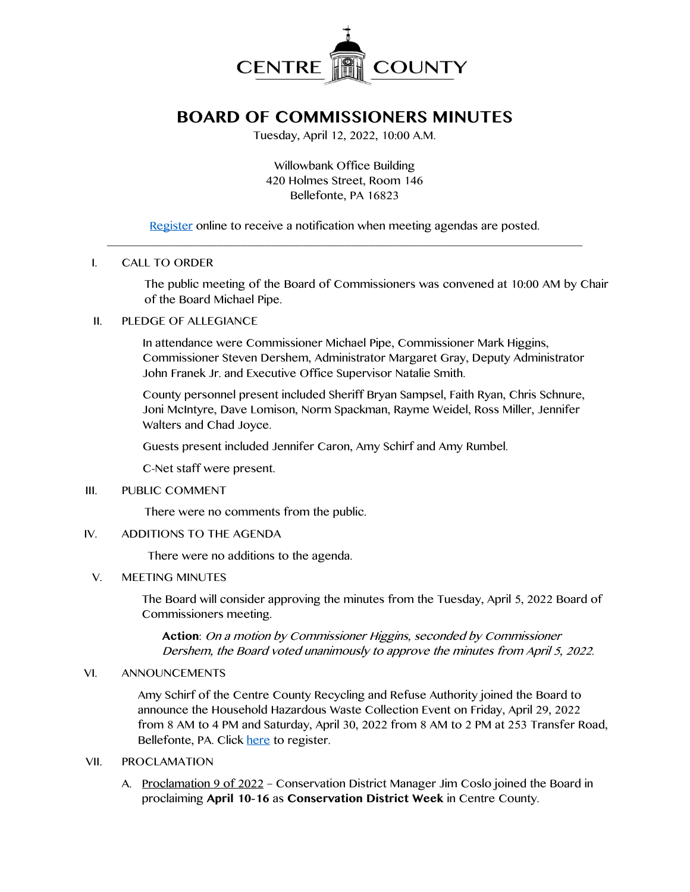CENTRE COUNTY

# BOARD OF COMMISSIONERS MINUTES

Tuesday, April 12, 2022, 10:00 A.M.

Willowbank Office Building
420 Holmes Street, Room 146
Bellefonte, PA 16823

Register online to receive a notification when meeting agendas are posted.

---

I. CALL TO ORDER

The public meeting of the Board of Commissioners was convened at 10:00 AM by Chair of the Board Michael Pipe.

II. PLEDGE OF ALLEGIANCE

In attendance were Commissioner Michael Pipe, Commissioner Mark Higgins, Commissioner Steven Dershem, Administrator Margaret Gray, Deputy Administrator John Franek Jr. and Executive Office Supervisor Natalie Smith.

County personnel present included Sheriff Bryan Sampsel, Faith Ryan, Chris Schnure, Joni McIntyre, Dave Lomison, Norm Spackman, Rayme Weidel, Ross Miller, Jennifer Walters and Chad Joyce.

Guests present included Jennifer Caron, Amy Schirf and Amy Rumbel.

C-Net staff were present.

III. PUBLIC COMMENT

There were no comments from the public.

IV. ADDITIONS TO THE AGENDA

There were no additions to the agenda.

V. MEETING MINUTES

The Board will consider approving the minutes from the Tuesday, April 5, 2022 Board of Commissioners meeting.

**Action**: *On a motion by Commissioner Higgins, seconded by Commissioner Dershem, the Board voted unanimously to approve the minutes from April 5, 2022.*

VI. ANNOUNCEMENTS

Amy Schirf of the Centre County Recycling and Refuse Authority joined the Board to announce the Household Hazardous Waste Collection Event on Friday, April 29, 2022 from 8 AM to 4 PM and Saturday, April 30, 2022 from 8 AM to 2 PM at 253 Transfer Road, Bellefonte, PA. Click here to register.

VII. PROCLAMATION

A. Proclamation 9 of 2022 – Conservation District Manager Jim Coslo joined the Board in proclaiming **April 10-16** as **Conservation District Week** in Centre County.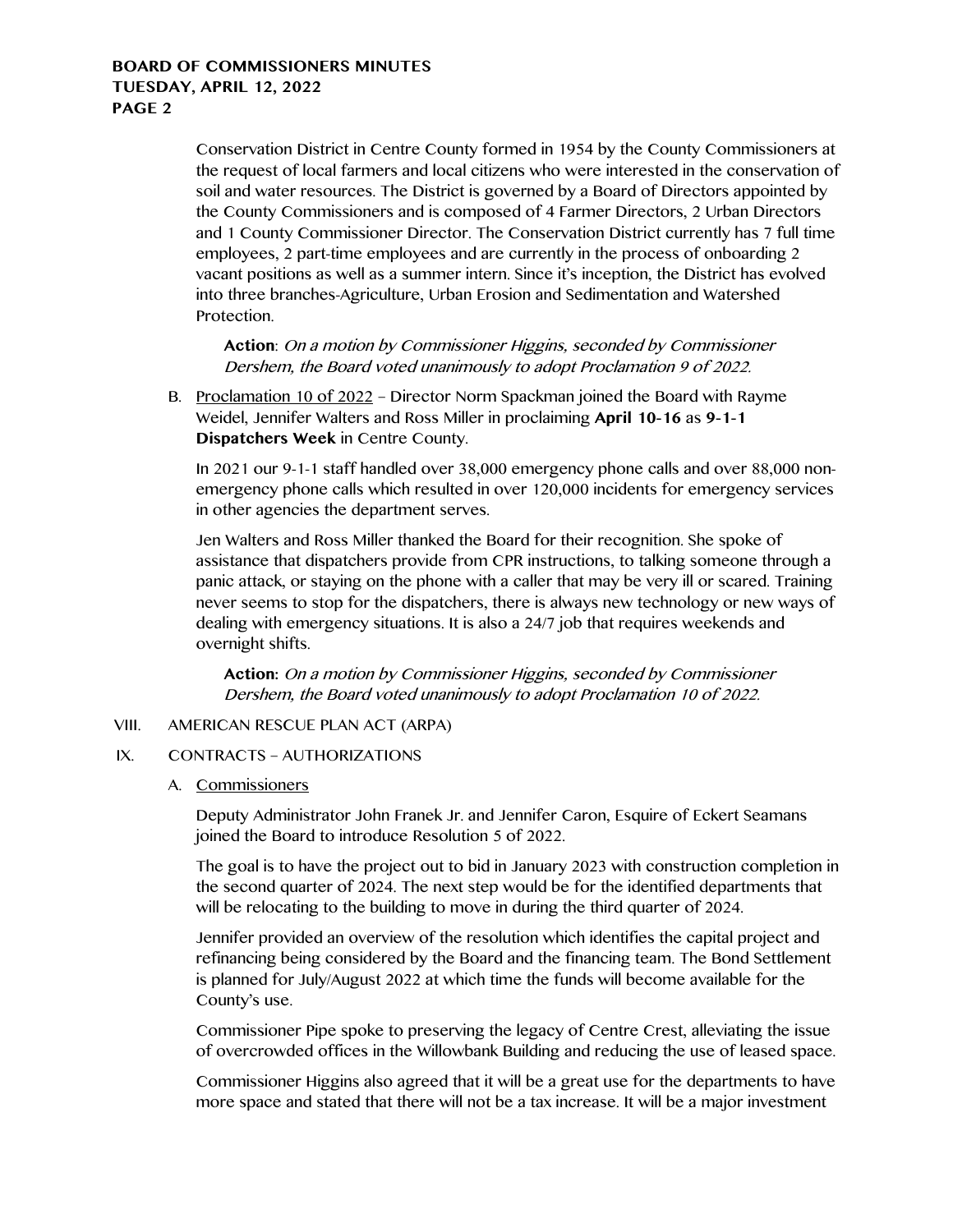Conservation District in Centre County formed in 1954 by the County Commissioners at the request of local farmers and local citizens who were interested in the conservation of soil and water resources. The District is governed by a Board of Directors appointed by the County Commissioners and is composed of 4 Farmer Directors, 2 Urban Directors and 1 County Commissioner Director. The Conservation District currently has 7 full time employees, 2 part-time employees and are currently in the process of onboarding 2 vacant positions as well as a summer intern. Since it's inception, the District has evolved into three branches-Agriculture, Urban Erosion and Sedimentation and Watershed Protection.

**Action**: *On a motion by Commissioner Higgins, seconded by Commissioner Dershem, the Board voted unanimously to adopt Proclamation 9 of 2022.*

B. Proclamation 10 of 2022 – Director Norm Spackman joined the Board with Rayme Weidel, Jennifer Walters and Ross Miller in proclaiming **April 10-16** as **9-1-1 Dispatchers Week** in Centre County.

In 2021 our 9-1-1 staff handled over 38,000 emergency phone calls and over 88,000 non-emergency phone calls which resulted in over 120,000 incidents for emergency services in other agencies the department serves.

Jen Walters and Ross Miller thanked the Board for their recognition. She spoke of assistance that dispatchers provide from CPR instructions, to talking someone through a panic attack, or staying on the phone with a caller that may be very ill or scared. Training never seems to stop for the dispatchers, there is always new technology or new ways of dealing with emergency situations. It is also a 24/7 job that requires weekends and overnight shifts.

**Action:** *On a motion by Commissioner Higgins, seconded by Commissioner Dershem, the Board voted unanimously to adopt Proclamation 10 of 2022.*

VIII. AMERICAN RESCUE PLAN ACT (ARPA)

IX. CONTRACTS – AUTHORIZATIONS

A. Commissioners

Deputy Administrator John Franek Jr. and Jennifer Caron, Esquire of Eckert Seamans joined the Board to introduce Resolution 5 of 2022.

The goal is to have the project out to bid in January 2023 with construction completion in the second quarter of 2024. The next step would be for the identified departments that will be relocating to the building to move in during the third quarter of 2024.

Jennifer provided an overview of the resolution which identifies the capital project and refinancing being considered by the Board and the financing team. The Bond Settlement is planned for July/August 2022 at which time the funds will become available for the County's use.

Commissioner Pipe spoke to preserving the legacy of Centre Crest, alleviating the issue of overcrowded offices in the Willowbank Building and reducing the use of leased space.

Commissioner Higgins also agreed that it will be a great use for the departments to have more space and stated that there will not be a tax increase. It will be a major investment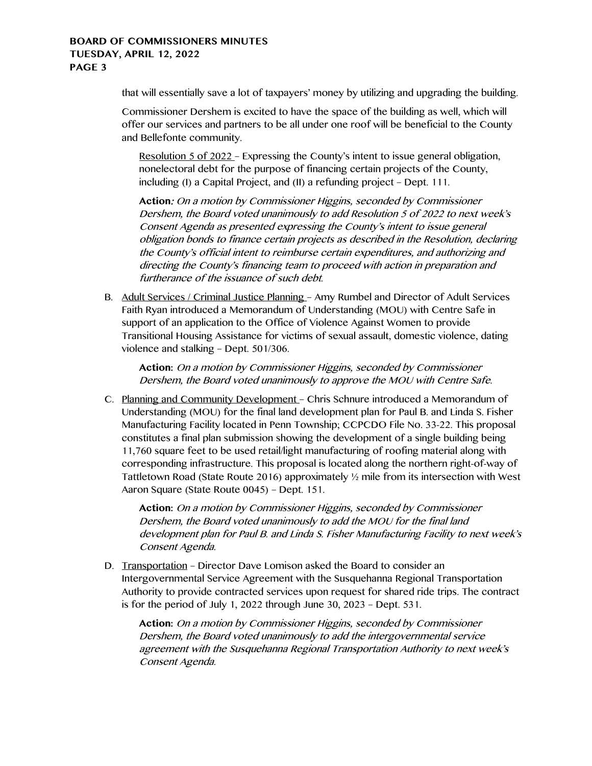that will essentially save a lot of taxpayers' money by utilizing and upgrading the building.

Commissioner Dershem is excited to have the space of the building as well, which will offer our services and partners to be all under one roof will be beneficial to the County and Bellefonte community.

Resolution 5 of 2022 – Expressing the County's intent to issue general obligation, nonelectoral debt for the purpose of financing certain projects of the County, including (I) a Capital Project, and (II) a refunding project – Dept. 111.

**Action***: On a motion by Commissioner Higgins, seconded by Commissioner Dershem, the Board voted unanimously to add Resolution 5 of 2022 to next week's Consent Agenda as presented expressing the County's intent to issue general obligation bonds to finance certain projects as described in the Resolution, declaring the County's official intent to reimburse certain expenditures, and authorizing and directing the County's financing team to proceed with action in preparation and furtherance of the issuance of such debt.*

B. Adult Services / Criminal Justice Planning – Amy Rumbel and Director of Adult Services Faith Ryan introduced a Memorandum of Understanding (MOU) with Centre Safe in support of an application to the Office of Violence Against Women to provide Transitional Housing Assistance for victims of sexual assault, domestic violence, dating violence and stalking – Dept. 501/306.

   **Action:** *On a motion by Commissioner Higgins, seconded by Commissioner Dershem, the Board voted unanimously to approve the MOU with Centre Safe.*

C. Planning and Community Development – Chris Schnure introduced a Memorandum of Understanding (MOU) for the final land development plan for Paul B. and Linda S. Fisher Manufacturing Facility located in Penn Township; CCPCDO File No. 33-22. This proposal constitutes a final plan submission showing the development of a single building being 11,760 square feet to be used retail/light manufacturing of roofing material along with corresponding infrastructure. This proposal is located along the northern right-of-way of Tattletown Road (State Route 2016) approximately ½ mile from its intersection with West Aaron Square (State Route 0045) – Dept. 151.

   **Action:** *On a motion by Commissioner Higgins, seconded by Commissioner Dershem, the Board voted unanimously to add the MOU for the final land development plan for Paul B. and Linda S. Fisher Manufacturing Facility to next week's Consent Agenda.*

D. Transportation – Director Dave Lomison asked the Board to consider an Intergovernmental Service Agreement with the Susquehanna Regional Transportation Authority to provide contracted services upon request for shared ride trips. The contract is for the period of July 1, 2022 through June 30, 2023 – Dept. 531.

   **Action:** *On a motion by Commissioner Higgins, seconded by Commissioner Dershem, the Board voted unanimously to add the intergovernmental service agreement with the Susquehanna Regional Transportation Authority to next week's Consent Agenda.*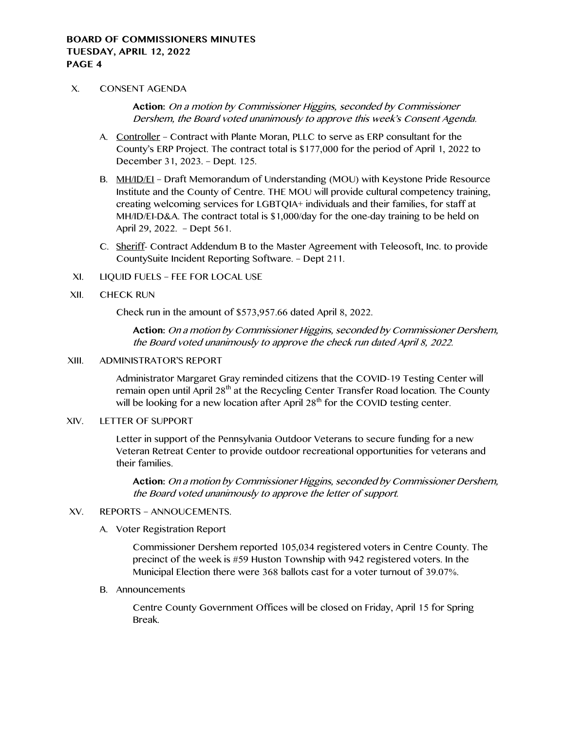X. CONSENT AGENDA

**Action:** *On a motion by Commissioner Higgins, seconded by Commissioner Dershem, the Board voted unanimously to approve this week's Consent Agenda.*

A. Controller – Contract with Plante Moran, PLLC to serve as ERP consultant for the County's ERP Project. The contract total is $177,000 for the period of April 1, 2022 to December 31, 2023. – Dept. 125.

B. MH/ID/EI – Draft Memorandum of Understanding (MOU) with Keystone Pride Resource Institute and the County of Centre. THE MOU will provide cultural competency training, creating welcoming services for LGBTQIA+ individuals and their families, for staff at MH/ID/EI-D&A. The contract total is $1,000/day for the one-day training to be held on April 29, 2022. – Dept 561.

C. Sheriff- Contract Addendum B to the Master Agreement with Teleosoft, Inc. to provide CountySuite Incident Reporting Software. – Dept 211.

XI. LIQUID FUELS – FEE FOR LOCAL USE

XII. CHECK RUN

Check run in the amount of $573,957.66 dated April 8, 2022.

**Action:** *On a motion by Commissioner Higgins, seconded by Commissioner Dershem, the Board voted unanimously to approve the check run dated April 8, 2022.*

XIII. ADMINISTRATOR'S REPORT

Administrator Margaret Gray reminded citizens that the COVID-19 Testing Center will remain open until April 28th at the Recycling Center Transfer Road location. The County will be looking for a new location after April 28th for the COVID testing center.

XIV. LETTER OF SUPPORT

Letter in support of the Pennsylvania Outdoor Veterans to secure funding for a new Veteran Retreat Center to provide outdoor recreational opportunities for veterans and their families.

**Action:** *On a motion by Commissioner Higgins, seconded by Commissioner Dershem, the Board voted unanimously to approve the letter of support.*

XV. REPORTS – ANNOUCEMENTS.

A. Voter Registration Report

Commissioner Dershem reported 105,034 registered voters in Centre County. The precinct of the week is #59 Huston Township with 942 registered voters. In the Municipal Election there were 368 ballots cast for a voter turnout of 39.07%.

B. Announcements

Centre County Government Offices will be closed on Friday, April 15 for Spring Break.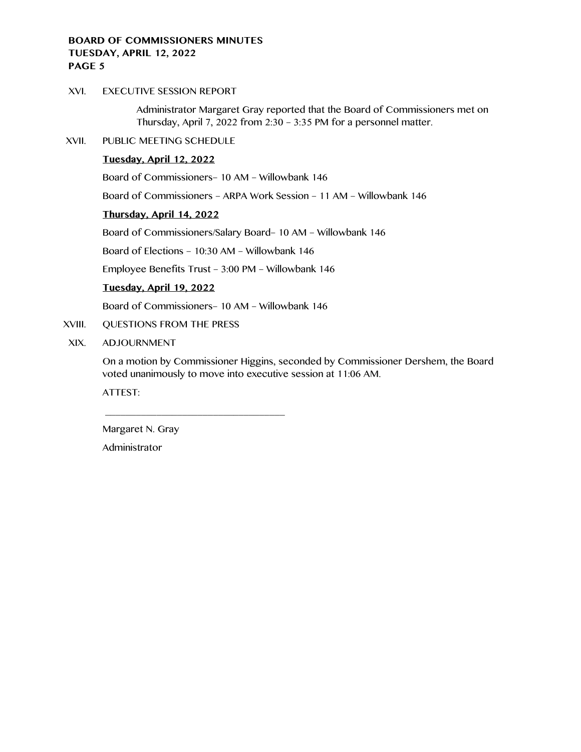XVI. EXECUTIVE SESSION REPORT

Administrator Margaret Gray reported that the Board of Commissioners met on Thursday, April 7, 2022 from 2:30 – 3:35 PM for a personnel matter.

XVII. PUBLIC MEETING SCHEDULE

**Tuesday, April 12, 2022**

Board of Commissioners– 10 AM – Willowbank 146

Board of Commissioners – ARPA Work Session – 11 AM – Willowbank 146

**Thursday, April 14, 2022**

Board of Commissioners/Salary Board– 10 AM – Willowbank 146

Board of Elections – 10:30 AM – Willowbank 146

Employee Benefits Trust – 3:00 PM – Willowbank 146

**Tuesday, April 19, 2022**

Board of Commissioners– 10 AM – Willowbank 146

XVIII. QUESTIONS FROM THE PRESS

XIX. ADJOURNMENT

On a motion by Commissioner Higgins, seconded by Commissioner Dershem, the Board voted unanimously to move into executive session at 11:06 AM.

ATTEST:

\_\_\_\_\_\_\_\_\_\_\_\_\_\_\_\_\_\_\_\_\_\_\_\_\_\_\_\_\_\_\_\_\_\_

Margaret N. Gray

Administrator